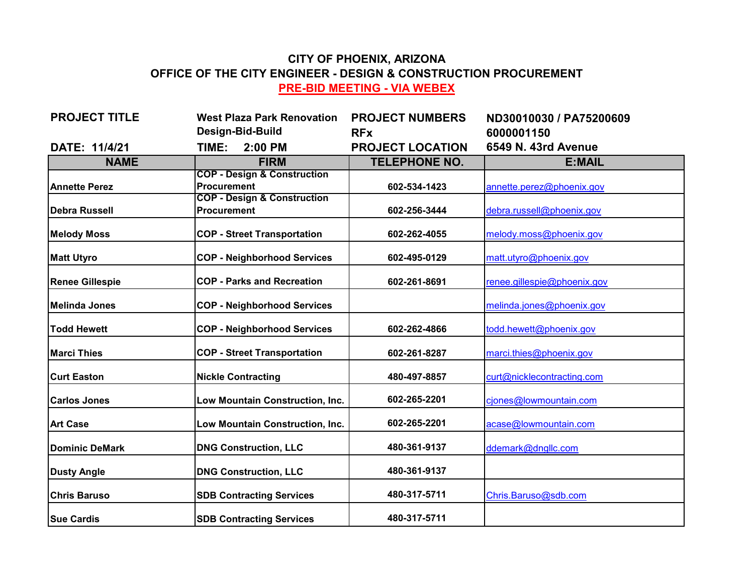# CITY OF PHOENIX, ARIZONA

## OFFICE OF THE CITY ENGINEER - DESIGN & CONSTRUCTION PROCUREMENT

## PRE-BID MEETING - VIA WEBEX

| | | | |
|---|---|---|---|
| **PROJECT TITLE** | **West Plaza Park Renovation Design-Bid-Build** | **PROJECT NUMBERS** | **ND30010030 / PA75200609** |
| | | **RFx** | **6000001150** |
| **DATE: 11/4/21** | **TIME: 2:00 PM** | **PROJECT LOCATION** | **6549 N. 43rd Avenue** |

| NAME | FIRM | TELEPHONE NO. | E:MAIL |
|---|---|---|---|
| Annette Perez | COP - Design & Construction Procurement | 602-534-1423 | annette.perez@phoenix.gov |
| Debra Russell | COP - Design & Construction Procurement | 602-256-3444 | debra.russell@phoenix.gov |
| Melody Moss | COP - Street Transportation | 602-262-4055 | melody.moss@phoenix.gov |
| Matt Utyro | COP - Neighborhood Services | 602-495-0129 | matt.utyro@phoenix.gov |
| Renee Gillespie | COP - Parks and Recreation | 602-261-8691 | renee.gillespie@phoenix.gov |
| Melinda Jones | COP - Neighborhood Services | | melinda.jones@phoenix.gov |
| Todd Hewett | COP - Neighborhood Services | 602-262-4866 | todd.hewett@phoenix.gov |
| Marci Thies | COP - Street Transportation | 602-261-8287 | marci.thies@phoenix.gov |
| Curt Easton | Nickle Contracting | 480-497-8857 | curt@nicklecontracting.com |
| Carlos Jones | Low Mountain Construction, Inc. | 602-265-2201 | cjones@lowmountain.com |
| Art Case | Low Mountain Construction, Inc. | 602-265-2201 | acase@lowmountain.com |
| Dominic DeMark | DNG Construction, LLC | 480-361-9137 | ddemark@dngllc.com |
| Dusty Angle | DNG Construction, LLC | 480-361-9137 | |
| Chris Baruso | SDB Contracting Services | 480-317-5711 | Chris.Baruso@sdb.com |
| Sue Cardis | SDB Contracting Services | 480-317-5711 | |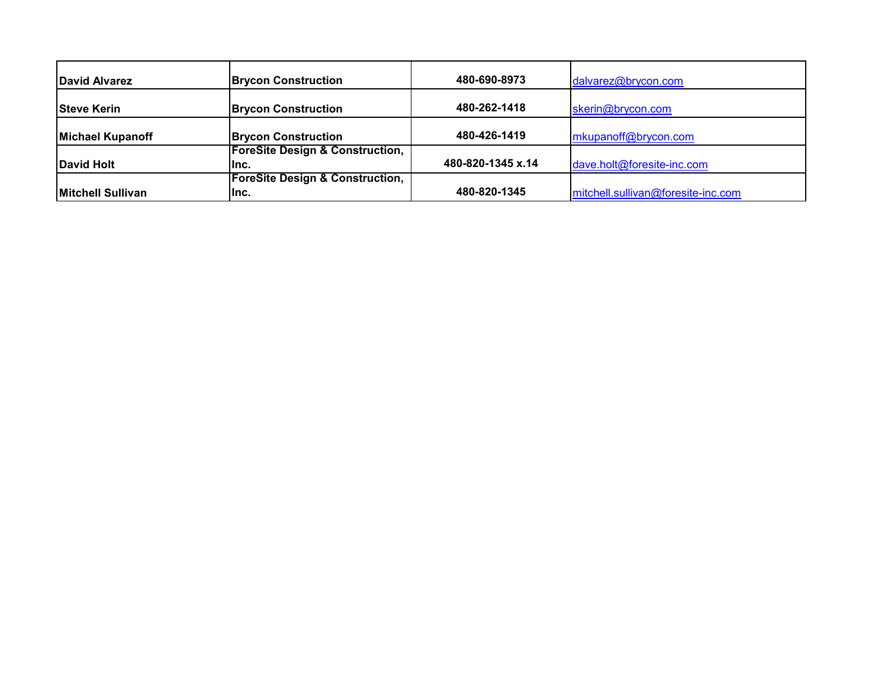| | | | |
|---|---|---|---|
| **David Alvarez** | **Brycon Construction** | **480-690-8973** | dalvarez@brycon.com |
| **Steve Kerin** | **Brycon Construction** | **480-262-1418** | skerin@brycon.com |
| **Michael Kupanoff** | **Brycon Construction** | **480-426-1419** | mkupanoff@brycon.com |
| **David Holt** | **ForeSite Design & Construction, Inc.** | **480-820-1345 x.14** | dave.holt@foresite-inc.com |
| **Mitchell Sullivan** | **ForeSite Design & Construction, Inc.** | **480-820-1345** | mitchell.sullivan@foresite-inc.com |